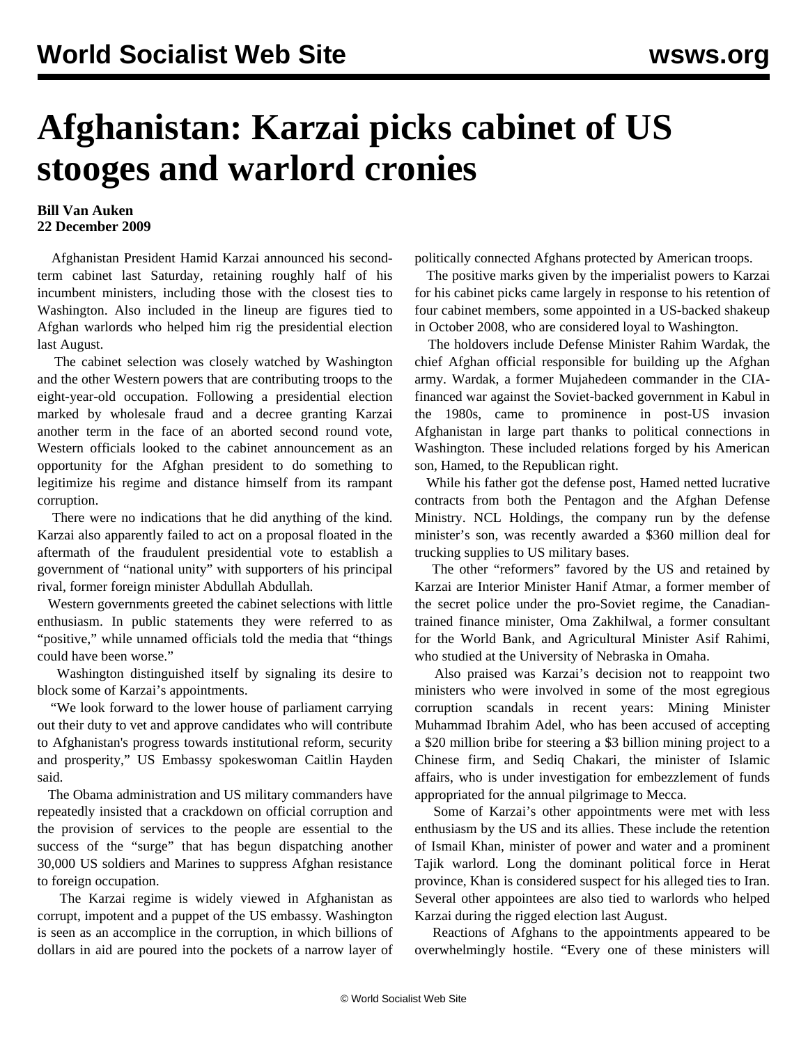# Afghanistan: Karzai picks cabinet of US stooges and warlord cronies

**Bill Van Auken**
**22 December 2009**

Afghanistan President Hamid Karzai announced his second-term cabinet last Saturday, retaining roughly half of his incumbent ministers, including those with the closest ties to Washington. Also included in the lineup are figures tied to Afghan warlords who helped him rig the presidential election last August.

The cabinet selection was closely watched by Washington and the other Western powers that are contributing troops to the eight-year-old occupation. Following a presidential election marked by wholesale fraud and a decree granting Karzai another term in the face of an aborted second round vote, Western officials looked to the cabinet announcement as an opportunity for the Afghan president to do something to legitimize his regime and distance himself from its rampant corruption.

There were no indications that he did anything of the kind. Karzai also apparently failed to act on a proposal floated in the aftermath of the fraudulent presidential vote to establish a government of "national unity" with supporters of his principal rival, former foreign minister Abdullah Abdullah.

Western governments greeted the cabinet selections with little enthusiasm. In public statements they were referred to as "positive," while unnamed officials told the media that "things could have been worse."

Washington distinguished itself by signaling its desire to block some of Karzai's appointments.

"We look forward to the lower house of parliament carrying out their duty to vet and approve candidates who will contribute to Afghanistan's progress towards institutional reform, security and prosperity," US Embassy spokeswoman Caitlin Hayden said.

The Obama administration and US military commanders have repeatedly insisted that a crackdown on official corruption and the provision of services to the people are essential to the success of the "surge" that has begun dispatching another 30,000 US soldiers and Marines to suppress Afghan resistance to foreign occupation.

The Karzai regime is widely viewed in Afghanistan as corrupt, impotent and a puppet of the US embassy. Washington is seen as an accomplice in the corruption, in which billions of dollars in aid are poured into the pockets of a narrow layer of politically connected Afghans protected by American troops.

The positive marks given by the imperialist powers to Karzai for his cabinet picks came largely in response to his retention of four cabinet members, some appointed in a US-backed shakeup in October 2008, who are considered loyal to Washington.

The holdovers include Defense Minister Rahim Wardak, the chief Afghan official responsible for building up the Afghan army. Wardak, a former Mujahedeen commander in the CIA-financed war against the Soviet-backed government in Kabul in the 1980s, came to prominence in post-US invasion Afghanistan in large part thanks to political connections in Washington. These included relations forged by his American son, Hamed, to the Republican right.

While his father got the defense post, Hamed netted lucrative contracts from both the Pentagon and the Afghan Defense Ministry. NCL Holdings, the company run by the defense minister's son, was recently awarded a $360 million deal for trucking supplies to US military bases.

The other "reformers" favored by the US and retained by Karzai are Interior Minister Hanif Atmar, a former member of the secret police under the pro-Soviet regime, the Canadian-trained finance minister, Oma Zakhilwal, a former consultant for the World Bank, and Agricultural Minister Asif Rahimi, who studied at the University of Nebraska in Omaha.

Also praised was Karzai's decision not to reappoint two ministers who were involved in some of the most egregious corruption scandals in recent years: Mining Minister Muhammad Ibrahim Adel, who has been accused of accepting a $20 million bribe for steering a $3 billion mining project to a Chinese firm, and Sediq Chakari, the minister of Islamic affairs, who is under investigation for embezzlement of funds appropriated for the annual pilgrimage to Mecca.

Some of Karzai's other appointments were met with less enthusiasm by the US and its allies. These include the retention of Ismail Khan, minister of power and water and a prominent Tajik warlord. Long the dominant political force in Herat province, Khan is considered suspect for his alleged ties to Iran. Several other appointees are also tied to warlords who helped Karzai during the rigged election last August.

Reactions of Afghans to the appointments appeared to be overwhelmingly hostile. "Every one of these ministers will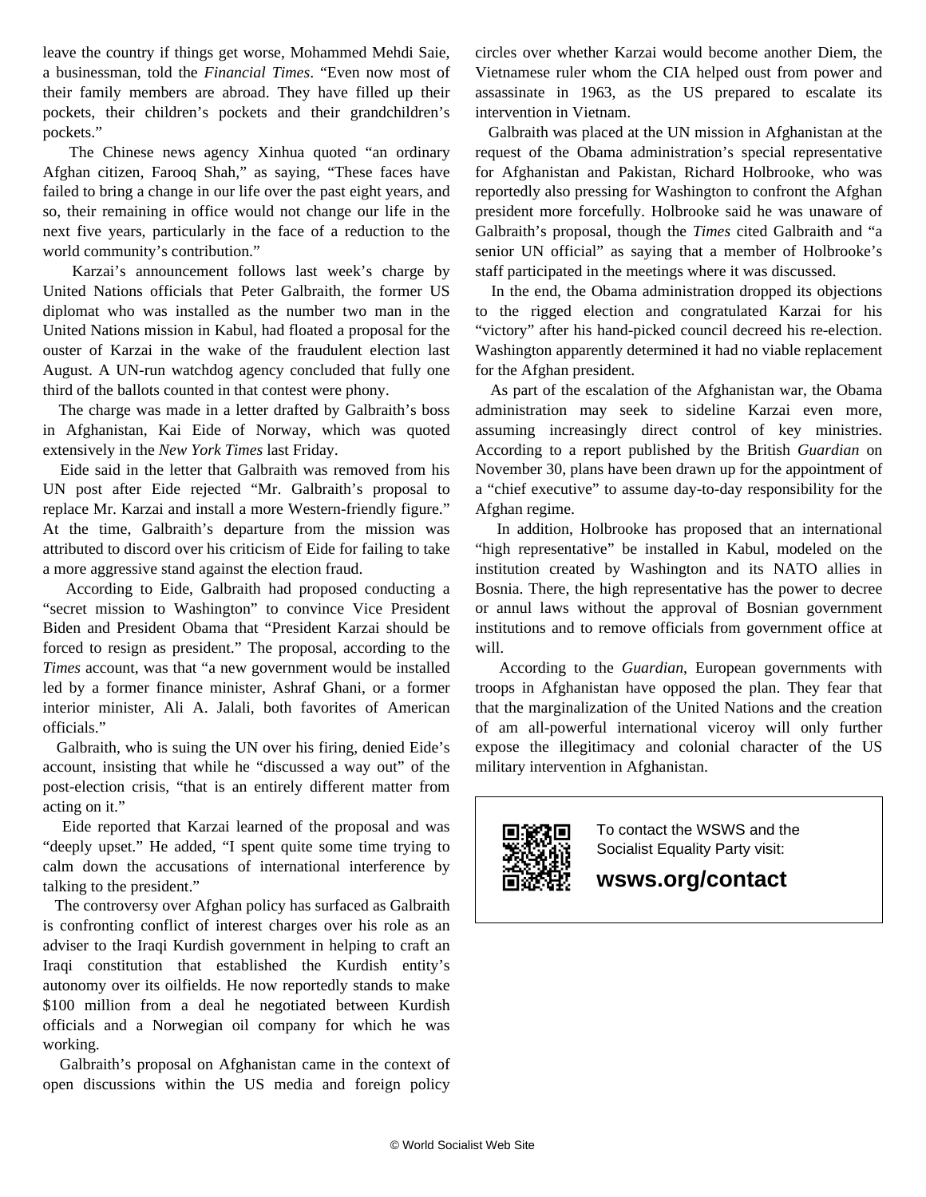leave the country if things get worse, Mohammed Mehdi Saie, a businessman, told the *Financial Times*. "Even now most of their family members are abroad. They have filled up their pockets, their children's pockets and their grandchildren's pockets."

The Chinese news agency Xinhua quoted "an ordinary Afghan citizen, Farooq Shah," as saying, "These faces have failed to bring a change in our life over the past eight years, and so, their remaining in office would not change our life in the next five years, particularly in the face of a reduction to the world community's contribution."

Karzai's announcement follows last week's charge by United Nations officials that Peter Galbraith, the former US diplomat who was installed as the number two man in the United Nations mission in Kabul, had floated a proposal for the ouster of Karzai in the wake of the fraudulent election last August. A UN-run watchdog agency concluded that fully one third of the ballots counted in that contest were phony.

The charge was made in a letter drafted by Galbraith's boss in Afghanistan, Kai Eide of Norway, which was quoted extensively in the *New York Times* last Friday.

Eide said in the letter that Galbraith was removed from his UN post after Eide rejected "Mr. Galbraith's proposal to replace Mr. Karzai and install a more Western-friendly figure." At the time, Galbraith's departure from the mission was attributed to discord over his criticism of Eide for failing to take a more aggressive stand against the election fraud.

According to Eide, Galbraith had proposed conducting a "secret mission to Washington" to convince Vice President Biden and President Obama that "President Karzai should be forced to resign as president." The proposal, according to the *Times* account, was that "a new government would be installed led by a former finance minister, Ashraf Ghani, or a former interior minister, Ali A. Jalali, both favorites of American officials."

Galbraith, who is suing the UN over his firing, denied Eide's account, insisting that while he "discussed a way out" of the post-election crisis, "that is an entirely different matter from acting on it."

Eide reported that Karzai learned of the proposal and was "deeply upset." He added, "I spent quite some time trying to calm down the accusations of international interference by talking to the president."

The controversy over Afghan policy has surfaced as Galbraith is confronting conflict of interest charges over his role as an adviser to the Iraqi Kurdish government in helping to craft an Iraqi constitution that established the Kurdish entity's autonomy over its oilfields. He now reportedly stands to make $100 million from a deal he negotiated between Kurdish officials and a Norwegian oil company for which he was working.

Galbraith's proposal on Afghanistan came in the context of open discussions within the US media and foreign policy circles over whether Karzai would become another Diem, the Vietnamese ruler whom the CIA helped oust from power and assassinate in 1963, as the US prepared to escalate its intervention in Vietnam.

Galbraith was placed at the UN mission in Afghanistan at the request of the Obama administration's special representative for Afghanistan and Pakistan, Richard Holbrooke, who was reportedly also pressing for Washington to confront the Afghan president more forcefully. Holbrooke said he was unaware of Galbraith's proposal, though the *Times* cited Galbraith and "a senior UN official" as saying that a member of Holbrooke's staff participated in the meetings where it was discussed.

In the end, the Obama administration dropped its objections to the rigged election and congratulated Karzai for his "victory" after his hand-picked council decreed his re-election. Washington apparently determined it had no viable replacement for the Afghan president.

As part of the escalation of the Afghanistan war, the Obama administration may seek to sideline Karzai even more, assuming increasingly direct control of key ministries. According to a report published by the British *Guardian* on November 30, plans have been drawn up for the appointment of a "chief executive" to assume day-to-day responsibility for the Afghan regime.

In addition, Holbrooke has proposed that an international "high representative" be installed in Kabul, modeled on the institution created by Washington and its NATO allies in Bosnia. There, the high representative has the power to decree or annul laws without the approval of Bosnian government institutions and to remove officials from government office at will.

According to the *Guardian*, European governments with troops in Afghanistan have opposed the plan. They fear that that the marginalization of the United Nations and the creation of am all-powerful international viceroy will only further expose the illegitimacy and colonial character of the US military intervention in Afghanistan.

To contact the WSWS and the Socialist Equality Party visit:

**wsws.org/contact**